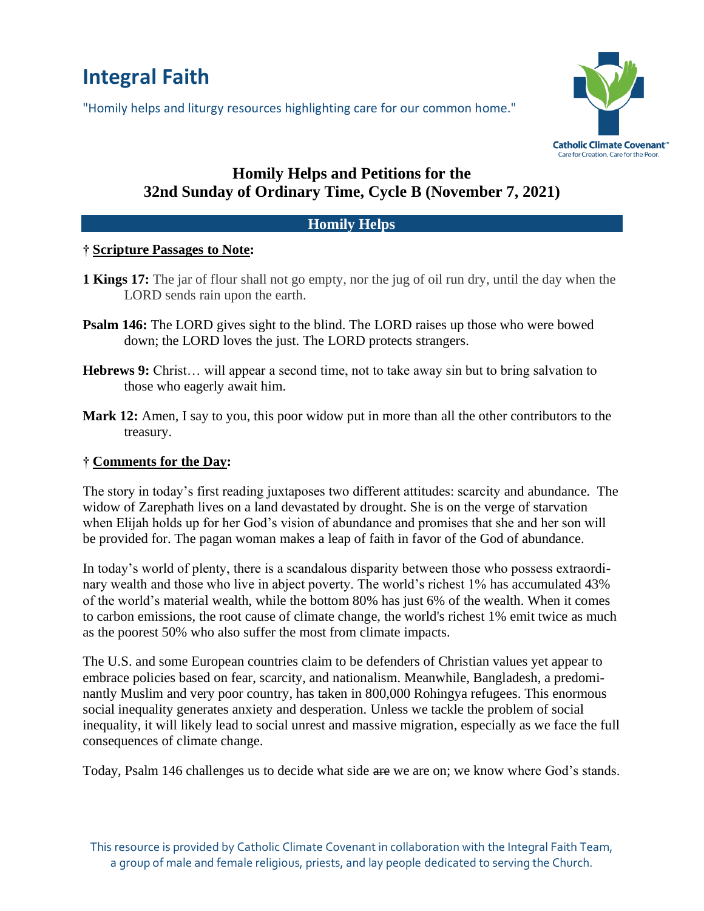# Integral Faith

"Homily helps and liturgy resources highlighting care for our common home."

Catholic Climate Covenant
Care for Creation. Care for the Poor.

## Homily Helps and Petitions for the 32nd Sunday of Ordinary Time, Cycle B (November 7, 2021)

### Homily Helps

**† Scripture Passages to Note:**

**1 Kings 17:** The jar of flour shall not go empty, nor the jug of oil run dry, until the day when the LORD sends rain upon the earth.

**Psalm 146:** The LORD gives sight to the blind. The LORD raises up those who were bowed down; the LORD loves the just. The LORD protects strangers.

**Hebrews 9:** Christ… will appear a second time, not to take away sin but to bring salvation to those who eagerly await him.

**Mark 12:** Amen, I say to you, this poor widow put in more than all the other contributors to the treasury.

**† Comments for the Day:**

The story in today's first reading juxtaposes two different attitudes: scarcity and abundance. The widow of Zarephath lives on a land devastated by drought. She is on the verge of starvation when Elijah holds up for her God's vision of abundance and promises that she and her son will be provided for. The pagan woman makes a leap of faith in favor of the God of abundance.

In today's world of plenty, there is a scandalous disparity between those who possess extraordinary wealth and those who live in abject poverty. The world's richest 1% has accumulated 43% of the world's material wealth, while the bottom 80% has just 6% of the wealth. When it comes to carbon emissions, the root cause of climate change, the world's richest 1% emit twice as much as the poorest 50% who also suffer the most from climate impacts.

The U.S. and some European countries claim to be defenders of Christian values yet appear to embrace policies based on fear, scarcity, and nationalism. Meanwhile, Bangladesh, a predominantly Muslim and very poor country, has taken in 800,000 Rohingya refugees. This enormous social inequality generates anxiety and desperation. Unless we tackle the problem of social inequality, it will likely lead to social unrest and massive migration, especially as we face the full consequences of climate change.

Today, Psalm 146 challenges us to decide what side ~~are~~ we are on; we know where God's stands.

This resource is provided by Catholic Climate Covenant in collaboration with the Integral Faith Team, a group of male and female religious, priests, and lay people dedicated to serving the Church.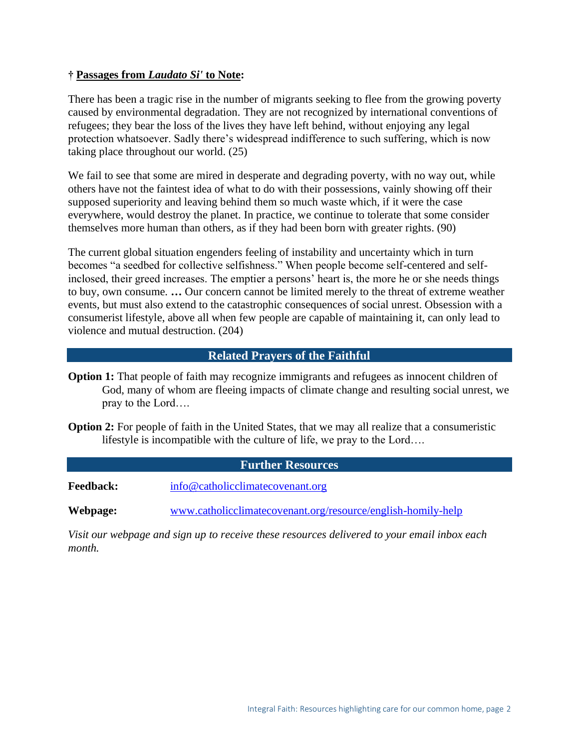**† Passages from *Laudato Si'* to Note:**

There has been a tragic rise in the number of migrants seeking to flee from the growing poverty caused by environmental degradation. They are not recognized by international conventions of refugees; they bear the loss of the lives they have left behind, without enjoying any legal protection whatsoever. Sadly there's widespread indifference to such suffering, which is now taking place throughout our world. (25)

We fail to see that some are mired in desperate and degrading poverty, with no way out, while others have not the faintest idea of what to do with their possessions, vainly showing off their supposed superiority and leaving behind them so much waste which, if it were the case everywhere, would destroy the planet. In practice, we continue to tolerate that some consider themselves more human than others, as if they had been born with greater rights. (90)

The current global situation engenders feeling of instability and uncertainty which in turn becomes "a seedbed for collective selfishness." When people become self-centered and self-inclosed, their greed increases. The emptier a persons' heart is, the more he or she needs things to buy, own consume. **…** Our concern cannot be limited merely to the threat of extreme weather events, but must also extend to the catastrophic consequences of social unrest. Obsession with a consumerist lifestyle, above all when few people are capable of maintaining it, can only lead to violence and mutual destruction. (204)

## Related Prayers of the Faithful

**Option 1:** That people of faith may recognize immigrants and refugees as innocent children of God, many of whom are fleeing impacts of climate change and resulting social unrest, we pray to the Lord….

**Option 2:** For people of faith in the United States, that we may all realize that a consumeristic lifestyle is incompatible with the culture of life, we pray to the Lord….

## Further Resources

**Feedback:** info@catholicclimatecovenant.org

**Webpage:** www.catholicclimatecovenant.org/resource/english-homily-help

*Visit our webpage and sign up to receive these resources delivered to your email inbox each month.*